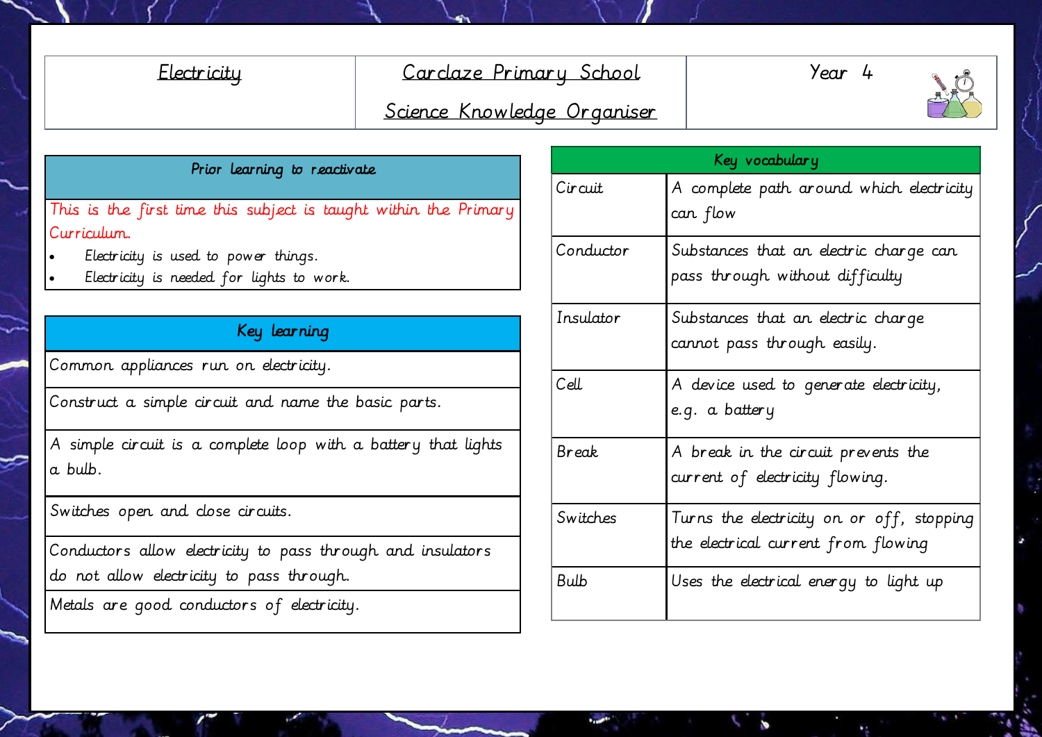| Electricity | Carclaze Primary School<br>Science Knowledge Organiser | Year 4 |
|---|---|---|

## Prior learning to reactivate

This is the first time this subject is taught within the Primary Curriculum.

- Electricity is used to power things.
- Electricity is needed for lights to work.

## Key learning

| Key learning |
|---|
| Common appliances run on electricity. |
| Construct a simple circuit and name the basic parts. |
| A simple circuit is a complete loop with a battery that lights a bulb. |
| Switches open and close circuits. |
| Conductors allow electricity to pass through and insulators do not allow electricity to pass through. |
| Metals are good conductors of electricity. |

## Key vocabulary

| Term | Definition |
|---|---|
| Circuit | A complete path around which electricity can flow |
| Conductor | Substances that an electric charge can pass through without difficulty |
| Insulator | Substances that an electric charge cannot pass through easily. |
| Cell | A device used to generate electricity, e.g. a battery |
| Break | A break in the circuit prevents the current of electricity flowing. |
| Switches | Turns the electricity on or off, stopping the electrical current from flowing |
| Bulb | Uses the electrical energy to light up |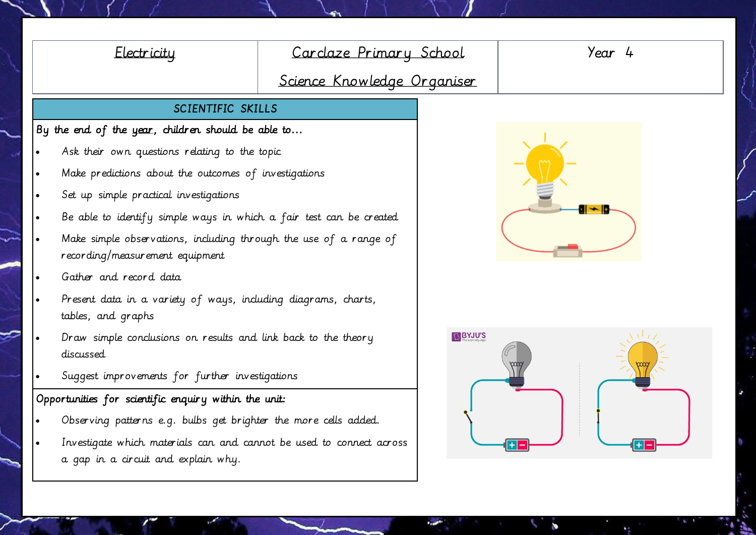| Electricity | Carclaze Primary School<br>Science Knowledge Organiser | Year 4 |
|---|---|---|

## SCIENTIFIC SKILLS

By the end of the year, children should be able to…

- Ask their own questions relating to the topic
- Make predictions about the outcomes of investigations
- Set up simple practical investigations
- Be able to identify simple ways in which a fair test can be created
- Make simple observations, including through the use of a range of recording/measurement equipment
- Gather and record data
- Present data in a variety of ways, including diagrams, charts, tables, and graphs
- Draw simple conclusions on results and link back to the theory discussed
- Suggest improvements for further investigations

Opportunities for scientific enquiry within the unit:

- Observing patterns e.g. bulbs get brighter the more cells added.
- Investigate which materials can and cannot be used to connect across a gap in a circuit and explain why.